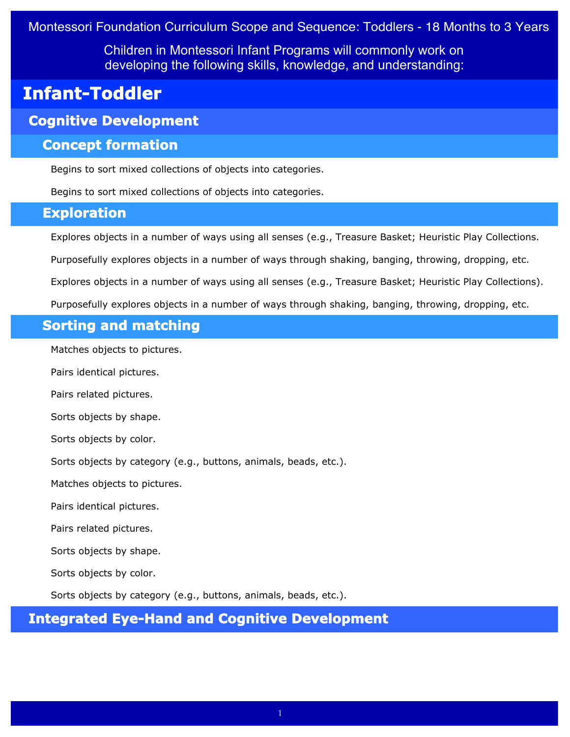Montessori Foundation Curriculum Scope and Sequence: Toddlers - 18 Months to 3 Years

Children in Montessori Infant Programs will commonly work on developing the following skills, knowledge, and understanding:

# Infant-Toddler

## Cognitive Development

### Concept formation

Begins to sort mixed collections of objects into categories.

Begins to sort mixed collections of objects into categories.

### Exploration

Explores objects in a number of ways using all senses (e.g., Treasure Basket; Heuristic Play Collections.

Purposefully explores objects in a number of ways through shaking, banging, throwing, dropping, etc.

Explores objects in a number of ways using all senses (e.g., Treasure Basket; Heuristic Play Collections).

Purposefully explores objects in a number of ways through shaking, banging, throwing, dropping, etc.

### Sorting and matching

Matches objects to pictures.

Pairs identical pictures.

Pairs related pictures.

Sorts objects by shape.

Sorts objects by color.

Sorts objects by category (e.g., buttons, animals, beads, etc.).

Matches objects to pictures.

Pairs identical pictures.

Pairs related pictures.

Sorts objects by shape.

Sorts objects by color.

Sorts objects by category (e.g., buttons, animals, beads, etc.).

## Integrated Eye-Hand and Cognitive Development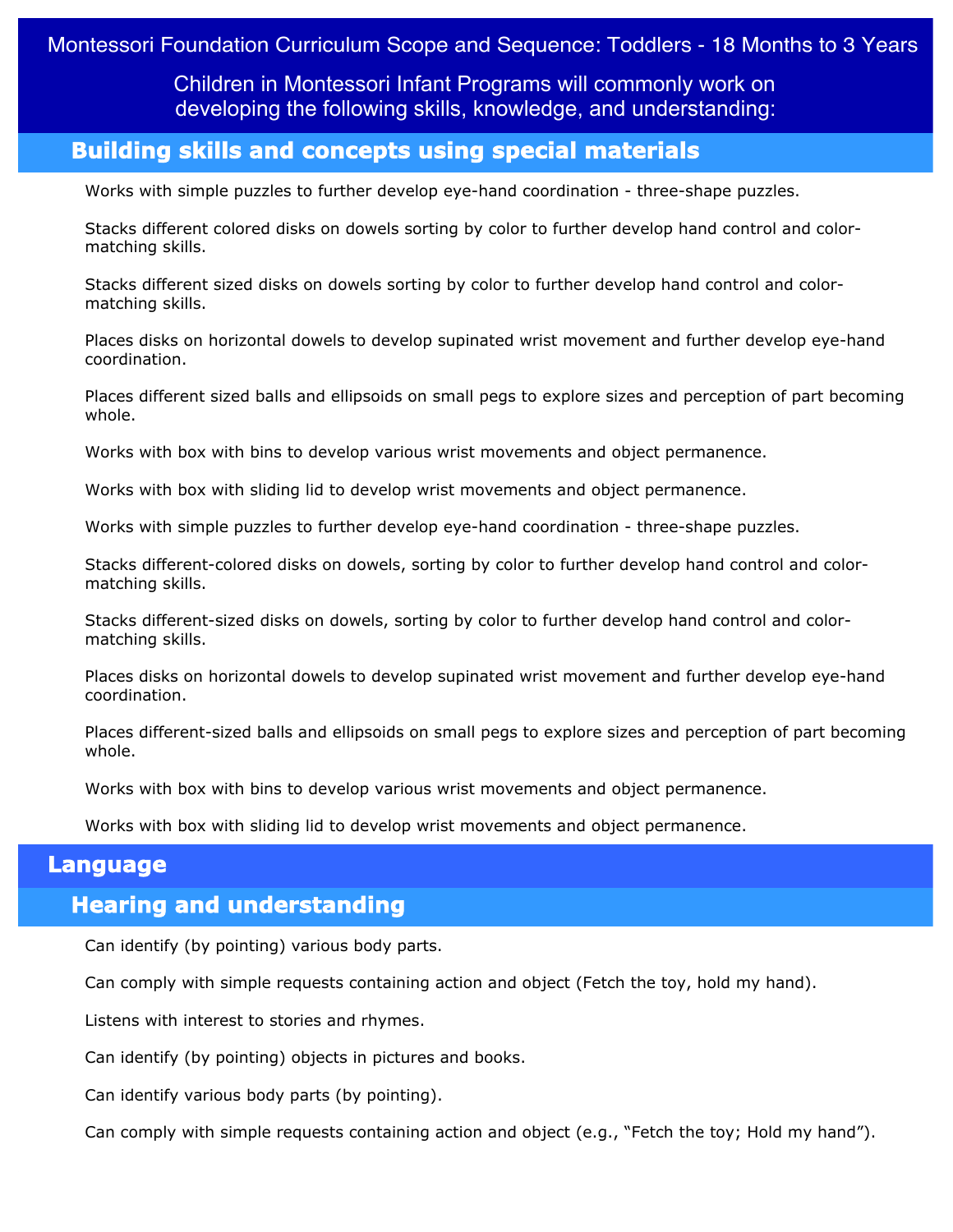# Montessori Foundation Curriculum Scope and Sequence: Toddlers - 18 Months to 3 Years

Children in Montessori Infant Programs will commonly work on developing the following skills, knowledge, and understanding:

## Building skills and concepts using special materials

Works with simple puzzles to further develop eye-hand coordination - three-shape puzzles.

Stacks different colored disks on dowels sorting by color to further develop hand control and color-matching skills.

Stacks different sized disks on dowels sorting by color to further develop hand control and color-matching skills.

Places disks on horizontal dowels to develop supinated wrist movement and further develop eye-hand coordination.

Places different sized balls and ellipsoids on small pegs to explore sizes and perception of part becoming whole.

Works with box with bins to develop various wrist movements and object permanence.

Works with box with sliding lid to develop wrist movements and object permanence.

Works with simple puzzles to further develop eye-hand coordination - three-shape puzzles.

Stacks different-colored disks on dowels, sorting by color to further develop hand control and color-matching skills.

Stacks different-sized disks on dowels, sorting by color to further develop hand control and color-matching skills.

Places disks on horizontal dowels to develop supinated wrist movement and further develop eye-hand coordination.

Places different-sized balls and ellipsoids on small pegs to explore sizes and perception of part becoming whole.

Works with box with bins to develop various wrist movements and object permanence.

Works with box with sliding lid to develop wrist movements and object permanence.

# Language

## Hearing and understanding

Can identify (by pointing) various body parts.

Can comply with simple requests containing action and object (Fetch the toy, hold my hand).

Listens with interest to stories and rhymes.

Can identify (by pointing) objects in pictures and books.

Can identify various body parts (by pointing).

Can comply with simple requests containing action and object (e.g., “Fetch the toy; Hold my hand”).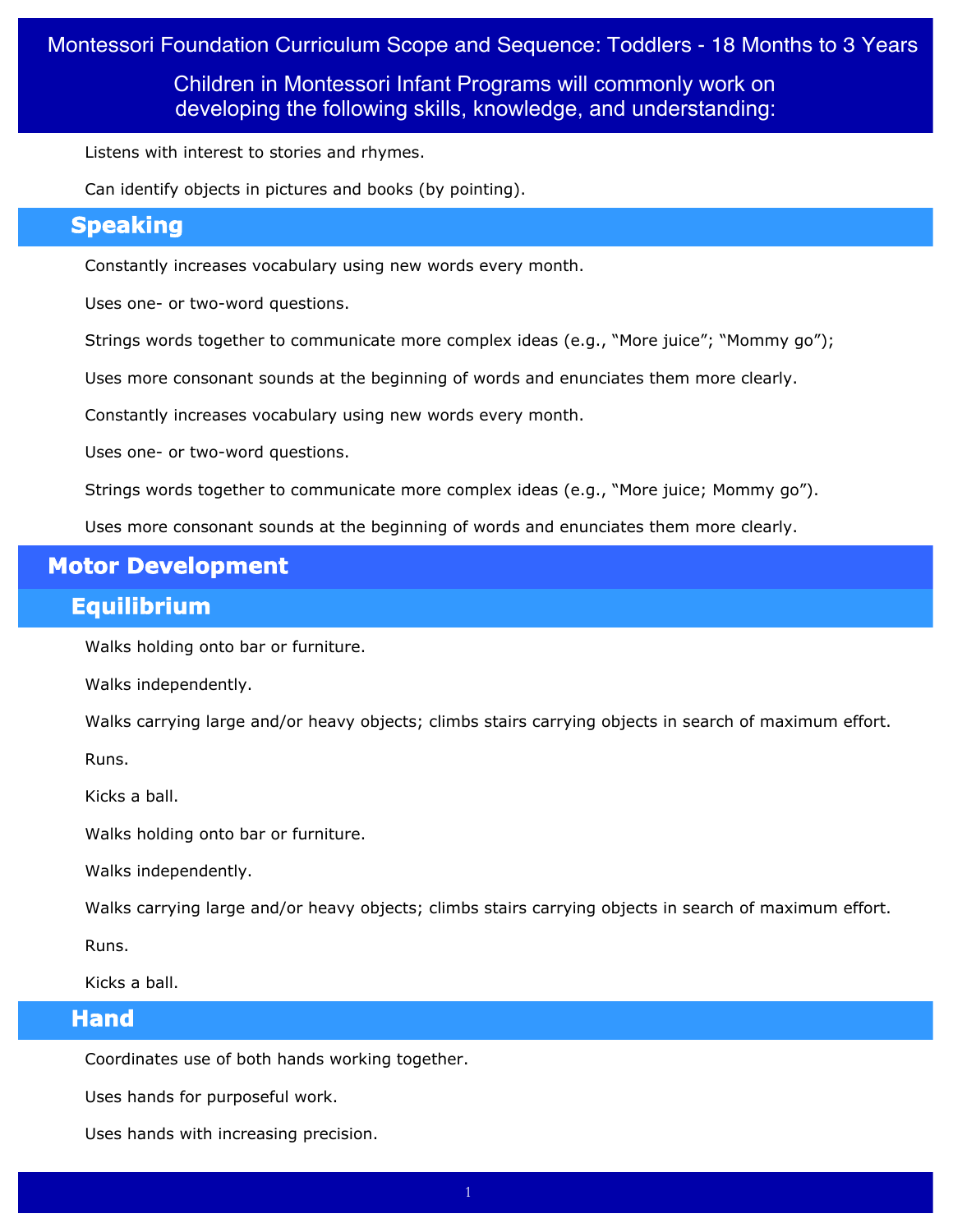Montessori Foundation Curriculum Scope and Sequence: Toddlers - 18 Months to 3 Years

Children in Montessori Infant Programs will commonly work on developing the following skills, knowledge, and understanding:

Listens with interest to stories and rhymes.

Can identify objects in pictures and books (by pointing).

## Speaking

Constantly increases vocabulary using new words every month.

Uses one- or two-word questions.

Strings words together to communicate more complex ideas (e.g., "More juice"; "Mommy go");

Uses more consonant sounds at the beginning of words and enunciates them more clearly.

Constantly increases vocabulary using new words every month.

Uses one- or two-word questions.

Strings words together to communicate more complex ideas (e.g., "More juice; Mommy go").

Uses more consonant sounds at the beginning of words and enunciates them more clearly.

# Motor Development

## Equilibrium

Walks holding onto bar or furniture.

Walks independently.

Walks carrying large and/or heavy objects; climbs stairs carrying objects in search of maximum effort.

Runs.

Kicks a ball.

Walks holding onto bar or furniture.

Walks independently.

Walks carrying large and/or heavy objects; climbs stairs carrying objects in search of maximum effort.

Runs.

Kicks a ball.

## Hand

Coordinates use of both hands working together.

Uses hands for purposeful work.

Uses hands with increasing precision.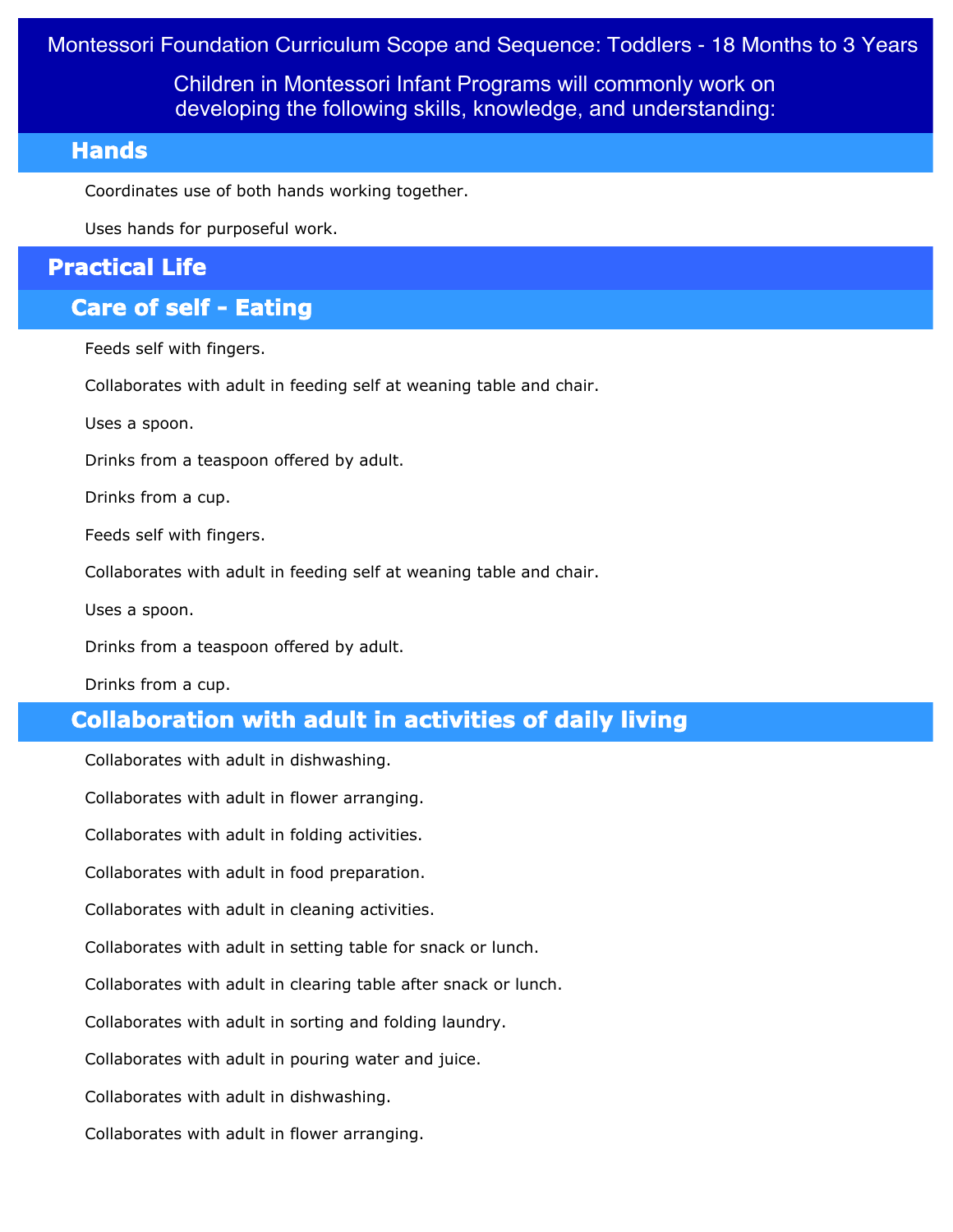# Montessori Foundation Curriculum Scope and Sequence: Toddlers - 18 Months to 3 Years

Children in Montessori Infant Programs will commonly work on developing the following skills, knowledge, and understanding:

### Hands

Coordinates use of both hands working together.

Uses hands for purposeful work.

## Practical Life

### Care of self - Eating

Feeds self with fingers.

Collaborates with adult in feeding self at weaning table and chair.

Uses a spoon.

Drinks from a teaspoon offered by adult.

Drinks from a cup.

Feeds self with fingers.

Collaborates with adult in feeding self at weaning table and chair.

Uses a spoon.

Drinks from a teaspoon offered by adult.

Drinks from a cup.

### Collaboration with adult in activities of daily living

Collaborates with adult in dishwashing.

Collaborates with adult in flower arranging.

Collaborates with adult in folding activities.

Collaborates with adult in food preparation.

Collaborates with adult in cleaning activities.

Collaborates with adult in setting table for snack or lunch.

Collaborates with adult in clearing table after snack or lunch.

Collaborates with adult in sorting and folding laundry.

Collaborates with adult in pouring water and juice.

Collaborates with adult in dishwashing.

Collaborates with adult in flower arranging.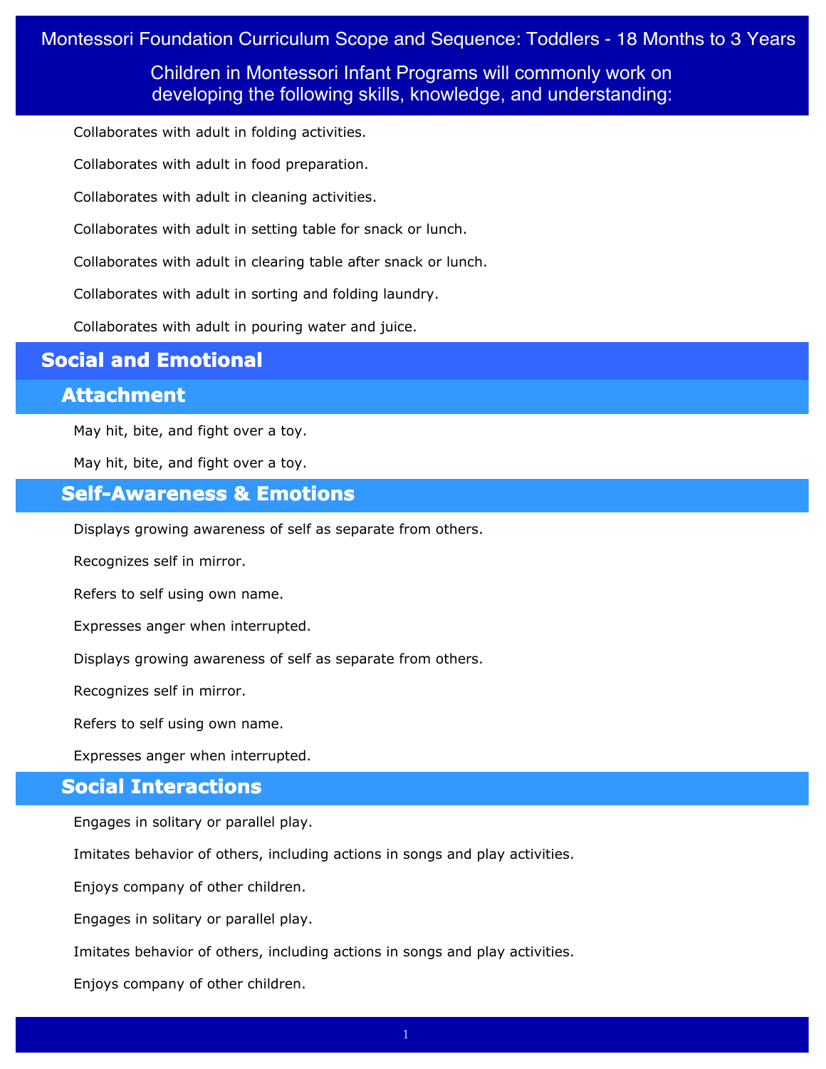Montessori Foundation Curriculum Scope and Sequence: Toddlers - 18 Months to 3 Years

Children in Montessori Infant Programs will commonly work on developing the following skills, knowledge, and understanding:

Collaborates with adult in folding activities.

Collaborates with adult in food preparation.

Collaborates with adult in cleaning activities.

Collaborates with adult in setting table for snack or lunch.

Collaborates with adult in clearing table after snack or lunch.

Collaborates with adult in sorting and folding laundry.

Collaborates with adult in pouring water and juice.

# Social and Emotional

## Attachment

May hit, bite, and fight over a toy.

May hit, bite, and fight over a toy.

## Self-Awareness & Emotions

Displays growing awareness of self as separate from others.

Recognizes self in mirror.

Refers to self using own name.

Expresses anger when interrupted.

Displays growing awareness of self as separate from others.

Recognizes self in mirror.

Refers to self using own name.

Expresses anger when interrupted.

## Social Interactions

Engages in solitary or parallel play.

Imitates behavior of others, including actions in songs and play activities.

Enjoys company of other children.

Engages in solitary or parallel play.

Imitates behavior of others, including actions in songs and play activities.

Enjoys company of other children.